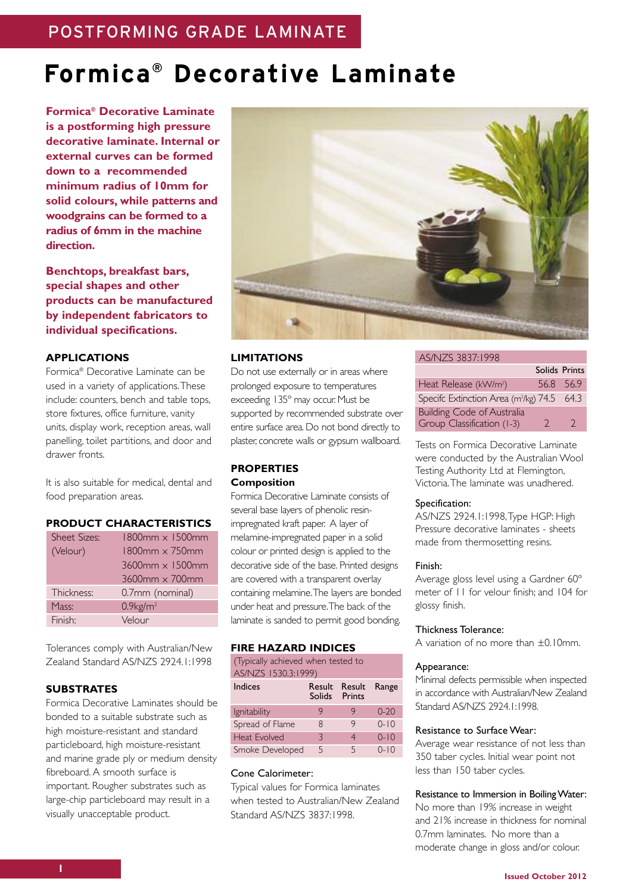POSTFORMING GRADE LAMINATE

# Formica® Decorative Laminate

**Formica® Decorative Laminate is a postforming high pressure decorative laminate. Internal or external curves can be formed down to a recommended minimum radius of 10mm for solid colours, while patterns and woodgrains can be formed to a radius of 6mm in the machine direction.**

**Benchtops, breakfast bars, special shapes and other products can be manufactured by independent fabricators to individual specifications.**

## APPLICATIONS

Formica® Decorative Laminate can be used in a variety of applications. These include: counters, bench and table tops, store fixtures, office furniture, vanity units, display work, reception areas, wall panelling, toilet partitions, and door and drawer fronts.

It is also suitable for medical, dental and food preparation areas.

## PRODUCT CHARACTERISTICS

| | |
|---|---|
| Sheet Sizes: (Velour) | 1800mm × 1500mm |
| | 1800mm × 750mm |
| | 3600mm × 1500mm |
| | 3600mm × 700mm |
| Thickness: | 0.7mm (nominal) |
| Mass: | 0.9kg/m² |
| Finish: | Velour |

Tolerances comply with Australian/New Zealand Standard AS/NZS 2924.1:1998

## SUBSTRATES

Formica Decorative Laminates should be bonded to a suitable substrate such as high moisture-resistant and standard particleboard, high moisture-resistant and marine grade ply or medium density fibreboard. A smooth surface is important. Rougher substrates such as large-chip particleboard may result in a visually unacceptable product.

## LIMITATIONS

Do not use externally or in areas where prolonged exposure to temperatures exceeding 135° may occur. Must be supported by recommended substrate over entire surface area. Do not bond directly to plaster, concrete walls or gypsum wallboard.

## PROPERTIES

### Composition

Formica Decorative Laminate consists of several base layers of phenolic resin-impregnated kraft paper. A layer of melamine-impregnated paper in a solid colour or printed design is applied to the decorative side of the base. Printed designs are covered with a transparent overlay containing melamine. The layers are bonded under heat and pressure. The back of the laminate is sanded to permit good bonding.

## FIRE HAZARD INDICES

(Typically achieved when tested to AS/NZS 1530.3:1999)

| Indices | Result Solids | Result Prints | Range |
|---|---|---|---|
| Ignitability | 9 | 9 | 0-20 |
| Spread of Flame | 8 | 9 | 0-10 |
| Heat Evolved | 3 | 4 | 0-10 |
| Smoke Developed | 5 | 5 | 0-10 |

### Cone Calorimeter:

Typical values for Formica laminates when tested to Australian/New Zealand Standard AS/NZS 3837:1998.

| AS/NZS 3837:1998 | Solids | Prints |
|---|---|---|
| Heat Release (kW/m²) | 56.8 | 56.9 |
| Specifc Extinction Area (m²/kg) | 74.5 | 64.3 |
| Building Code of Australia Group Classification (1-3) | 2 | 2 |

Tests on Formica Decorative Laminate were conducted by the Australian Wool Testing Authority Ltd at Flemington, Victoria. The laminate was unadhered.

### Specification:

AS/NZS 2924.1:1998, Type HGP: High Pressure decorative laminates - sheets made from thermosetting resins.

### Finish:

Average gloss level using a Gardner 60° meter of 11 for velour finish; and 104 for glossy finish.

### Thickness Tolerance:

A variation of no more than ±0.10mm.

### Appearance:

Minimal defects permissible when inspected in accordance with Australian/New Zealand Standard AS/NZS 2924.1:1998.

### Resistance to Surface Wear:

Average wear resistance of not less than 350 taber cycles. Initial wear point not less than 150 taber cycles.

### Resistance to Immersion in Boiling Water:

No more than 19% increase in weight and 21% increase in thickness for nominal 0.7mm laminates. No more than a moderate change in gloss and/or colour.

Issued October 2012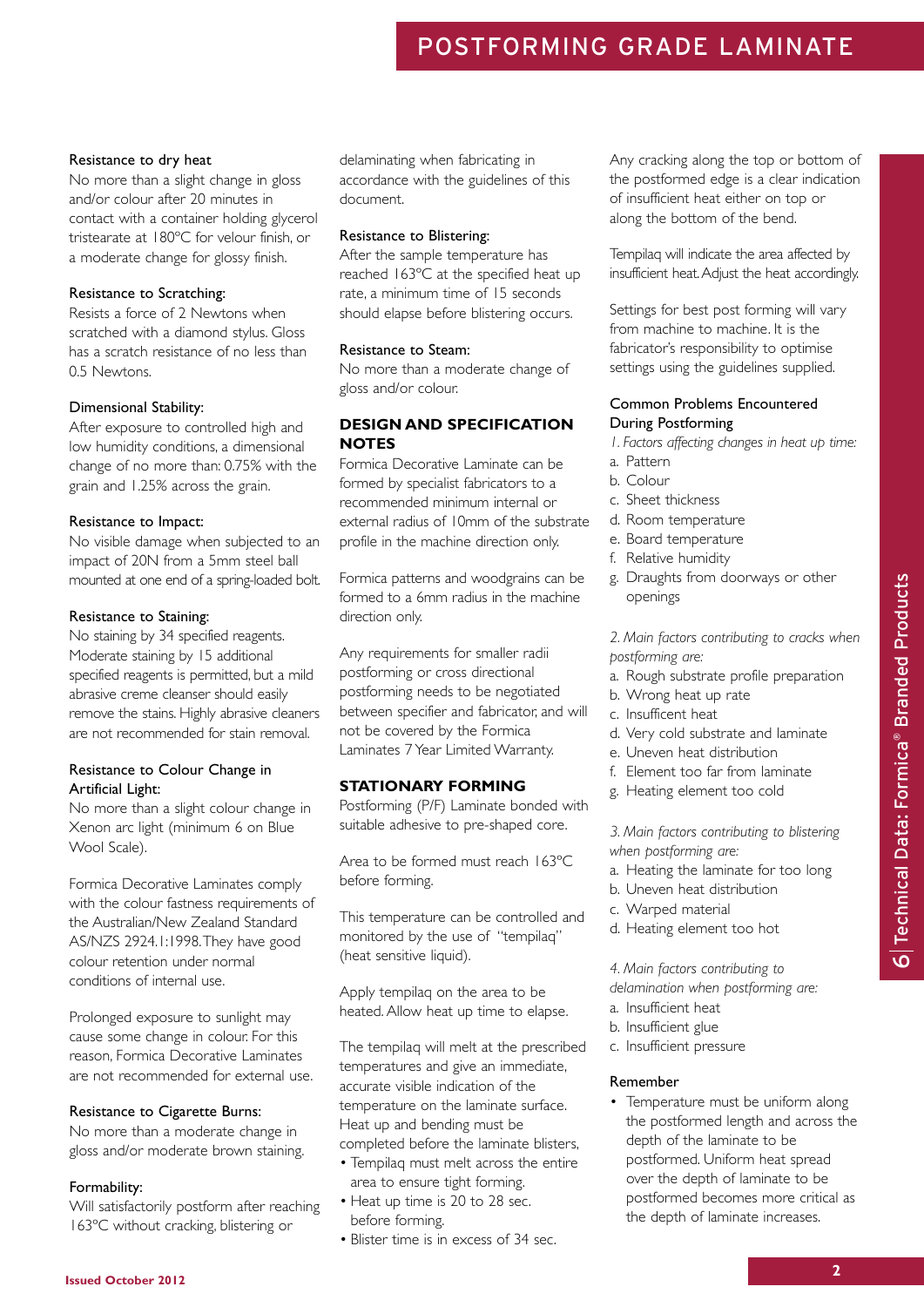# POSTFORMING GRADE LAMINATE

### Resistance to dry heat

No more than a slight change in gloss and/or colour after 20 minutes in contact with a container holding glycerol tristearate at 180ºC for velour finish, or a moderate change for glossy finish.

### Resistance to Scratching:

Resists a force of 2 Newtons when scratched with a diamond stylus. Gloss has a scratch resistance of no less than 0.5 Newtons.

### Dimensional Stability:

After exposure to controlled high and low humidity conditions, a dimensional change of no more than: 0.75% with the grain and 1.25% across the grain.

### Resistance to Impact:

No visible damage when subjected to an impact of 20N from a 5mm steel ball mounted at one end of a spring-loaded bolt.

### Resistance to Staining:

No staining by 34 specified reagents. Moderate staining by 15 additional specified reagents is permitted, but a mild abrasive creme cleanser should easily remove the stains. Highly abrasive cleaners are not recommended for stain removal.

### Resistance to Colour Change in Artificial Light:

No more than a slight colour change in Xenon arc light (minimum 6 on Blue Wool Scale).

Formica Decorative Laminates comply with the colour fastness requirements of the Australian/New Zealand Standard AS/NZS 2924.1:1998. They have good colour retention under normal conditions of internal use.

Prolonged exposure to sunlight may cause some change in colour. For this reason, Formica Decorative Laminates are not recommended for external use.

### Resistance to Cigarette Burns:

No more than a moderate change in gloss and/or moderate brown staining.

### Formability:

Will satisfactorily postform after reaching 163ºC without cracking, blistering or delaminating when fabricating in accordance with the guidelines of this document.

### Resistance to Blistering:

After the sample temperature has reached 163ºC at the specified heat up rate, a minimum time of 15 seconds should elapse before blistering occurs.

### Resistance to Steam:

No more than a moderate change of gloss and/or colour.

## DESIGN AND SPECIFICATION NOTES

Formica Decorative Laminate can be formed by specialist fabricators to a recommended minimum internal or external radius of 10mm of the substrate profile in the machine direction only.

Formica patterns and woodgrains can be formed to a 6mm radius in the machine direction only.

Any requirements for smaller radii postforming or cross directional postforming needs to be negotiated between specifier and fabricator, and will not be covered by the Formica Laminates 7 Year Limited Warranty.

## STATIONARY FORMING

Postforming (P/F) Laminate bonded with suitable adhesive to pre-shaped core.

Area to be formed must reach 163ºC before forming.

This temperature can be controlled and monitored by the use of "tempilaq" (heat sensitive liquid).

Apply tempilaq on the area to be heated. Allow heat up time to elapse.

The tempilaq will melt at the prescribed temperatures and give an immediate, accurate visible indication of the temperature on the laminate surface. Heat up and bending must be completed before the laminate blisters.

- Tempilaq must melt across the entire area to ensure tight forming.
- Heat up time is 20 to 28 sec. before forming.
- Blister time is in excess of 34 sec.

Any cracking along the top or bottom of the postformed edge is a clear indication of insufficient heat either on top or along the bottom of the bend.

Tempilaq will indicate the area affected by insufficient heat. Adjust the heat accordingly.

Settings for best post forming will vary from machine to machine. It is the fabricator's responsibility to optimise settings using the guidelines supplied.

### Common Problems Encountered During Postforming

*1. Factors affecting changes in heat up time:*

a. Pattern
b. Colour
c. Sheet thickness
d. Room temperature
e. Board temperature
f. Relative humidity
g. Draughts from doorways or other openings

*2. Main factors contributing to cracks when postforming are:*

a. Rough substrate profile preparation
b. Wrong heat up rate
c. Insufficent heat
d. Very cold substrate and laminate
e. Uneven heat distribution
f. Element too far from laminate
g. Heating element too cold

*3. Main factors contributing to blistering when postforming are:*

a. Heating the laminate for too long
b. Uneven heat distribution
c. Warped material
d. Heating element too hot

*4. Main factors contributing to delamination when postforming are:*

a. Insufficient heat
b. Insufficient glue
c. Insufficient pressure

### Remember

- Temperature must be uniform along the postformed length and across the depth of the laminate to be postformed. Uniform heat spread over the depth of laminate to be postformed becomes more critical as the depth of laminate increases.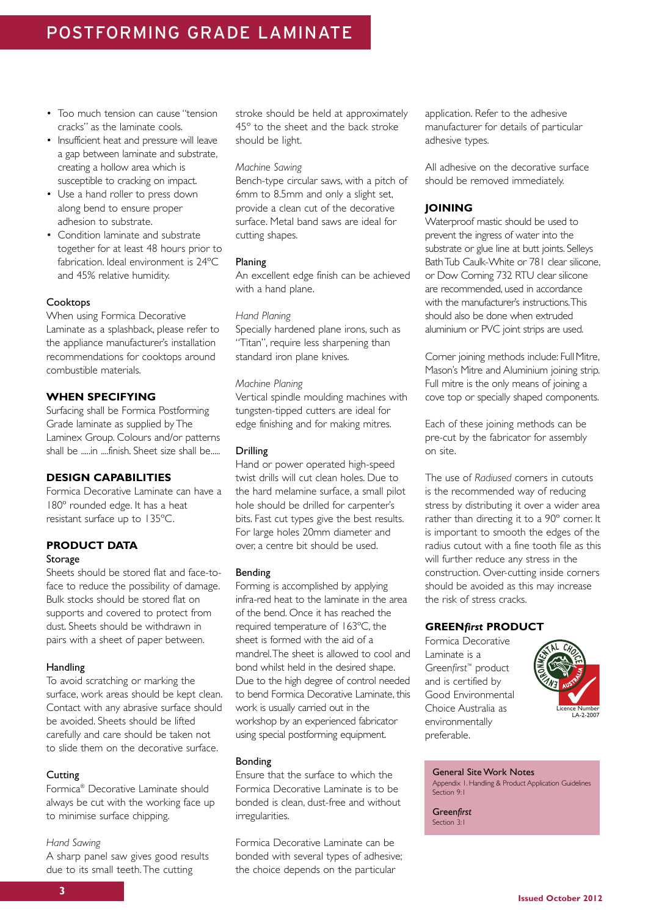# POSTFORMING GRADE LAMINATE

- Too much tension can cause "tension cracks" as the laminate cools.
- Insufficient heat and pressure will leave a gap between laminate and substrate, creating a hollow area which is susceptible to cracking on impact.
- Use a hand roller to press down along bend to ensure proper adhesion to substrate.
- Condition laminate and substrate together for at least 48 hours prior to fabrication. Ideal environment is 24ºC and 45% relative humidity.

### Cooktops

When using Formica Decorative Laminate as a splashback, please refer to the appliance manufacturer's installation recommendations for cooktops around combustible materials.

## WHEN SPECIFYING

Surfacing shall be Formica Postforming Grade laminate as supplied by The Laminex Group. Colours and/or patterns shall be .....in ....finish. Sheet size shall be.....

## DESIGN CAPABILITIES

Formica Decorative Laminate can have a 180º rounded edge. It has a heat resistant surface up to 135ºC.

## PRODUCT DATA

### Storage

Sheets should be stored flat and face-to-face to reduce the possibility of damage. Bulk stocks should be stored flat on supports and covered to protect from dust. Sheets should be withdrawn in pairs with a sheet of paper between.

### Handling

To avoid scratching or marking the surface, work areas should be kept clean. Contact with any abrasive surface should be avoided. Sheets should be lifted carefully and care should be taken not to slide them on the decorative surface.

### Cutting

Formica® Decorative Laminate should always be cut with the working face up to minimise surface chipping.

*Hand Sawing*

A sharp panel saw gives good results due to its small teeth. The cutting stroke should be held at approximately 45º to the sheet and the back stroke should be light.

*Machine Sawing*

Bench-type circular saws, with a pitch of 6mm to 8.5mm and only a slight set, provide a clean cut of the decorative surface. Metal band saws are ideal for cutting shapes.

### Planing

An excellent edge finish can be achieved with a hand plane.

*Hand Planing*

Specially hardened plane irons, such as "Titan", require less sharpening than standard iron plane knives.

*Machine Planing*

Vertical spindle moulding machines with tungsten-tipped cutters are ideal for edge finishing and for making mitres.

### Drilling

Hand or power operated high-speed twist drills will cut clean holes. Due to the hard melamine surface, a small pilot hole should be drilled for carpenter's bits. Fast cut types give the best results. For large holes 20mm diameter and over, a centre bit should be used.

### Bending

Forming is accomplished by applying infra-red heat to the laminate in the area of the bend. Once it has reached the required temperature of 163ºC, the sheet is formed with the aid of a mandrel. The sheet is allowed to cool and bond whilst held in the desired shape. Due to the high degree of control needed to bend Formica Decorative Laminate, this work is usually carried out in the workshop by an experienced fabricator using special postforming equipment.

### Bonding

Ensure that the surface to which the Formica Decorative Laminate is to be bonded is clean, dust-free and without irregularities.

Formica Decorative Laminate can be bonded with several types of adhesive; the choice depends on the particular application. Refer to the adhesive manufacturer for details of particular adhesive types.

All adhesive on the decorative surface should be removed immediately.

## JOINING

Waterproof mastic should be used to prevent the ingress of water into the substrate or glue line at butt joints. Selleys Bath Tub Caulk-White or 781 clear silicone, or Dow Corning 732 RTU clear silicone are recommended, used in accordance with the manufacturer's instructions. This should also be done when extruded aluminium or PVC joint strips are used.

Corner joining methods include: Full Mitre, Mason's Mitre and Aluminium joining strip. Full mitre is the only means of joining a cove top or specially shaped components.

Each of these joining methods can be pre-cut by the fabricator for assembly on site.

The use of *Radiused* corners in cutouts is the recommended way of reducing stress by distributing it over a wider area rather than directing it to a 90º corner. It is important to smooth the edges of the radius cutout with a fine tooth file as this will further reduce any stress in the construction. Over-cutting inside corners should be avoided as this may increase the risk of stress cracks.

## GREEN*first* PRODUCT

Formica Decorative Laminate is a Green*first*™ product and is certified by Good Environmental Choice Australia as environmentally preferable.

Licence Number LA-2-2007

**General Site Work Notes**
Appendix 1. Handling & Product Application Guidelines
Section 9:1

**Green*first***
Section 3:1

Issued October 2012